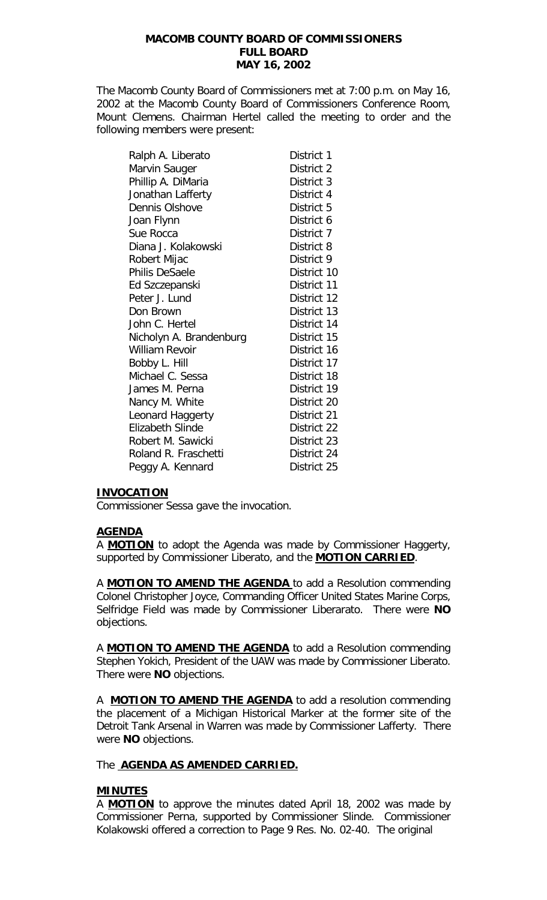# MACOMB COUNTY BOARD OF COMMISSIONERS
## FULL BOARD
## MAY 16, 2002

The Macomb County Board of Commissioners met at 7:00 p.m. on May 16, 2002 at the Macomb County Board of Commissioners Conference Room, Mount Clemens. Chairman Hertel called the meeting to order and the following members were present:

| | |
|---|---|
| Ralph A. Liberato | District 1 |
| Marvin Sauger | District 2 |
| Phillip A. DiMaria | District 3 |
| Jonathan Lafferty | District 4 |
| Dennis Olshove | District 5 |
| Joan Flynn | District 6 |
| Sue Rocca | District 7 |
| Diana J. Kolakowski | District 8 |
| Robert Mijac | District 9 |
| Philis DeSaele | District 10 |
| Ed Szczepanski | District 11 |
| Peter J. Lund | District 12 |
| Don Brown | District 13 |
| John C. Hertel | District 14 |
| Nicholyn A. Brandenburg | District 15 |
| William Revoir | District 16 |
| Bobby L. Hill | District 17 |
| Michael C. Sessa | District 18 |
| James M. Perna | District 19 |
| Nancy M. White | District 20 |
| Leonard Haggerty | District 21 |
| Elizabeth Slinde | District 22 |
| Robert M. Sawicki | District 23 |
| Roland R. Fraschetti | District 24 |
| Peggy A. Kennard | District 25 |

**INVOCATION**

Commissioner Sessa gave the invocation.

**AGENDA**

A **MOTION** to adopt the Agenda was made by Commissioner Haggerty, supported by Commissioner Liberato, and the **MOTION CARRIED**.

A **MOTION TO AMEND THE AGENDA** to add a Resolution commending Colonel Christopher Joyce, Commanding Officer United States Marine Corps, Selfridge Field was made by Commissioner Liberarato. There were **NO** objections.

A **MOTION TO AMEND THE AGENDA** to add a Resolution commending Stephen Yokich, President of the UAW was made by Commissioner Liberato. There were **NO** objections.

A **MOTION TO AMEND THE AGENDA** to add a resolution commending the placement of a Michigan Historical Marker at the former site of the Detroit Tank Arsenal in Warren was made by Commissioner Lafferty. There were **NO** objections.

The **AGENDA AS AMENDED CARRIED.**

**MINUTES**

A **MOTION** to approve the minutes dated April 18, 2002 was made by Commissioner Perna, supported by Commissioner Slinde. Commissioner Kolakowski offered a correction to Page 9 Res. No. 02-40. The original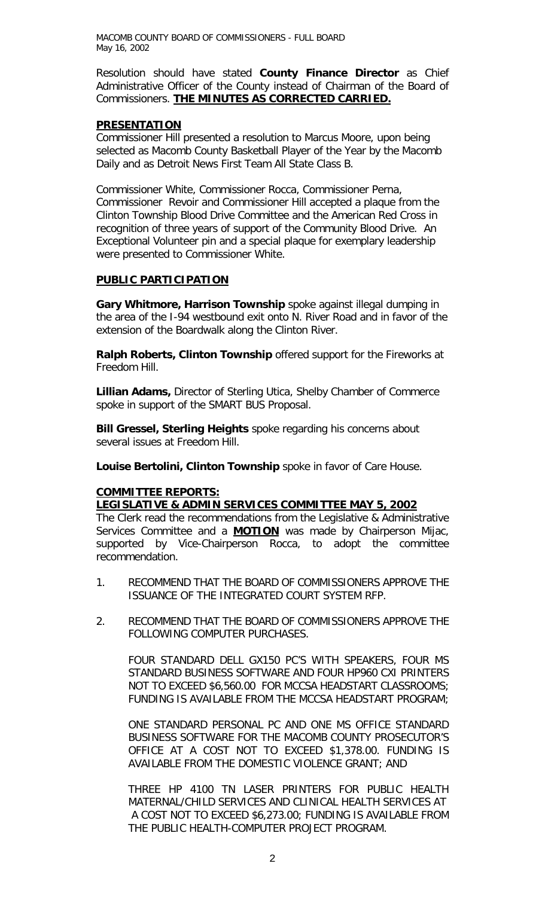Resolution should have stated **County Finance Director** as Chief Administrative Officer of the County instead of Chairman of the Board of Commissioners. **THE MINUTES AS CORRECTED CARRIED.**

## PRESENTATION

Commissioner Hill presented a resolution to Marcus Moore, upon being selected as Macomb County Basketball Player of the Year by the Macomb Daily and as Detroit News First Team All State Class B.

Commissioner White, Commissioner Rocca, Commissioner Perna, Commissioner Revoir and Commissioner Hill accepted a plaque from the Clinton Township Blood Drive Committee and the American Red Cross in recognition of three years of support of the Community Blood Drive. An Exceptional Volunteer pin and a special plaque for exemplary leadership were presented to Commissioner White.

## PUBLIC PARTICIPATION

**Gary Whitmore, Harrison Township** spoke against illegal dumping in the area of the I-94 westbound exit onto N. River Road and in favor of the extension of the Boardwalk along the Clinton River.

**Ralph Roberts, Clinton Township** offered support for the Fireworks at Freedom Hill.

**Lillian Adams,** Director of Sterling Utica, Shelby Chamber of Commerce spoke in support of the SMART BUS Proposal.

**Bill Gressel, Sterling Heights** spoke regarding his concerns about several issues at Freedom Hill.

**Louise Bertolini, Clinton Township** spoke in favor of Care House.

## COMMITTEE REPORTS:

## LEGISLATIVE & ADMIN SERVICES COMMITTEE MAY 5, 2002

The Clerk read the recommendations from the Legislative & Administrative Services Committee and a **MOTION** was made by Chairperson Mijac, supported by Vice-Chairperson Rocca, to adopt the committee recommendation.

1. RECOMMEND THAT THE BOARD OF COMMISSIONERS APPROVE THE ISSUANCE OF THE INTEGRATED COURT SYSTEM RFP.

2. RECOMMEND THAT THE BOARD OF COMMISSIONERS APPROVE THE FOLLOWING COMPUTER PURCHASES.

   FOUR STANDARD DELL GX150 PC'S WITH SPEAKERS, FOUR MS STANDARD BUSINESS SOFTWARE AND FOUR HP960 CXI PRINTERS NOT TO EXCEED $6,560.00 FOR MCCSA HEADSTART CLASSROOMS; FUNDING IS AVAILABLE FROM THE MCCSA HEADSTART PROGRAM;

   ONE STANDARD PERSONAL PC AND ONE MS OFFICE STANDARD BUSINESS SOFTWARE FOR THE MACOMB COUNTY PROSECUTOR'S OFFICE AT A COST NOT TO EXCEED $1,378.00. FUNDING IS AVAILABLE FROM THE DOMESTIC VIOLENCE GRANT; AND

   THREE HP 4100 TN LASER PRINTERS FOR PUBLIC HEALTH MATERNAL/CHILD SERVICES AND CLINICAL HEALTH SERVICES AT A COST NOT TO EXCEED $6,273.00; FUNDING IS AVAILABLE FROM THE PUBLIC HEALTH-COMPUTER PROJECT PROGRAM.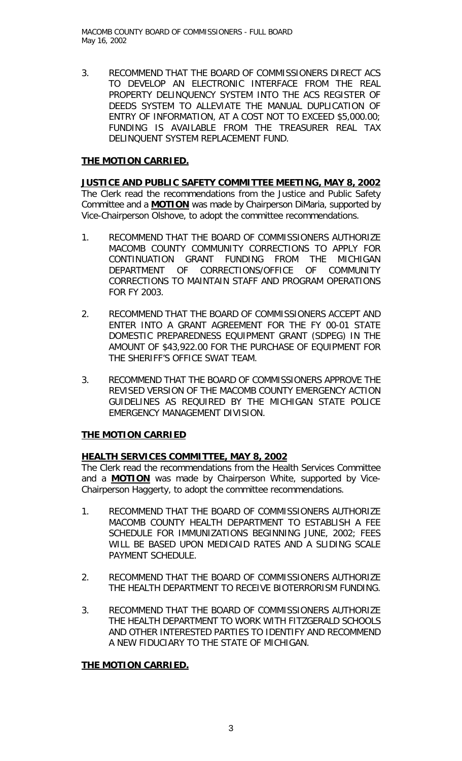3. RECOMMEND THAT THE BOARD OF COMMISSIONERS DIRECT ACS TO DEVELOP AN ELECTRONIC INTERFACE FROM THE REAL PROPERTY DELINQUENCY SYSTEM INTO THE ACS REGISTER OF DEEDS SYSTEM TO ALLEVIATE THE MANUAL DUPLICATION OF ENTRY OF INFORMATION, AT A COST NOT TO EXCEED $5,000.00; FUNDING IS AVAILABLE FROM THE TREASURER REAL TAX DELINQUENT SYSTEM REPLACEMENT FUND.

**THE MOTION CARRIED.**

**JUSTICE AND PUBLIC SAFETY COMMITTEE MEETING, MAY 8, 2002**

The Clerk read the recommendations from the Justice and Public Safety Committee and a **MOTION** was made by Chairperson DiMaria, supported by Vice-Chairperson Olshove, to adopt the committee recommendations.

1. RECOMMEND THAT THE BOARD OF COMMISSIONERS AUTHORIZE MACOMB COUNTY COMMUNITY CORRECTIONS TO APPLY FOR CONTINUATION GRANT FUNDING FROM THE MICHIGAN DEPARTMENT OF CORRECTIONS/OFFICE OF COMMUNITY CORRECTIONS TO MAINTAIN STAFF AND PROGRAM OPERATIONS FOR FY 2003.

2. RECOMMEND THAT THE BOARD OF COMMISSIONERS ACCEPT AND ENTER INTO A GRANT AGREEMENT FOR THE FY 00-01 STATE DOMESTIC PREPAREDNESS EQUIPMENT GRANT (SDPEG) IN THE AMOUNT OF $43,922.00 FOR THE PURCHASE OF EQUIPMENT FOR THE SHERIFF'S OFFICE SWAT TEAM.

3. RECOMMEND THAT THE BOARD OF COMMISSIONERS APPROVE THE REVISED VERSION OF THE MACOMB COUNTY EMERGENCY ACTION GUIDELINES AS REQUIRED BY THE MICHIGAN STATE POLICE EMERGENCY MANAGEMENT DIVISION.

**THE MOTION CARRIED**

**HEALTH SERVICES COMMITTEE, MAY 8, 2002**

The Clerk read the recommendations from the Health Services Committee and a **MOTION** was made by Chairperson White, supported by Vice-Chairperson Haggerty, to adopt the committee recommendations.

1. RECOMMEND THAT THE BOARD OF COMMISSIONERS AUTHORIZE MACOMB COUNTY HEALTH DEPARTMENT TO ESTABLISH A FEE SCHEDULE FOR IMMUNIZATIONS BEGINNING JUNE, 2002; FEES WILL BE BASED UPON MEDICAID RATES AND A SLIDING SCALE PAYMENT SCHEDULE.

2. RECOMMEND THAT THE BOARD OF COMMISSIONERS AUTHORIZE THE HEALTH DEPARTMENT TO RECEIVE BIOTERRORISM FUNDING.

3. RECOMMEND THAT THE BOARD OF COMMISSIONERS AUTHORIZE THE HEALTH DEPARTMENT TO WORK WITH FITZGERALD SCHOOLS AND OTHER INTERESTED PARTIES TO IDENTIFY AND RECOMMEND A NEW FIDUCIARY TO THE STATE OF MICHIGAN.

**THE MOTION CARRIED.**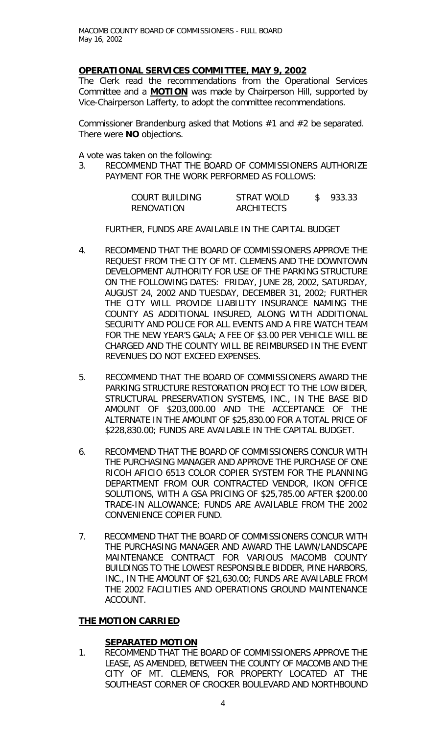## OPERATIONAL SERVICES COMMITTEE, MAY 9, 2002

The Clerk read the recommendations from the Operational Services Committee and a **MOTION** was made by Chairperson Hill, supported by Vice-Chairperson Lafferty, to adopt the committee recommendations.

Commissioner Brandenburg asked that Motions #1 and #2 be separated. There were **NO** objections.

A vote was taken on the following:

3. RECOMMEND THAT THE BOARD OF COMMISSIONERS AUTHORIZE PAYMENT FOR THE WORK PERFORMED AS FOLLOWS:

   | | | |
   |---|---|---|
   | COURT BUILDING RENOVATION | STRAT WOLD ARCHITECTS | $ 933.33 |

   FURTHER, FUNDS ARE AVAILABLE IN THE CAPITAL BUDGET

4. RECOMMEND THAT THE BOARD OF COMMISSIONERS APPROVE THE REQUEST FROM THE CITY OF MT. CLEMENS AND THE DOWNTOWN DEVELOPMENT AUTHORITY FOR USE OF THE PARKING STRUCTURE ON THE FOLLOWING DATES: FRIDAY, JUNE 28, 2002, SATURDAY, AUGUST 24, 2002 AND TUESDAY, DECEMBER 31, 2002; FURTHER THE CITY WILL PROVIDE LIABILITY INSURANCE NAMING THE COUNTY AS ADDITIONAL INSURED, ALONG WITH ADDITIONAL SECURITY AND POLICE FOR ALL EVENTS AND A FIRE WATCH TEAM FOR THE NEW YEAR'S GALA; A FEE OF $3.00 PER VEHICLE WILL BE CHARGED AND THE COUNTY WILL BE REIMBURSED IN THE EVENT REVENUES DO NOT EXCEED EXPENSES.

5. RECOMMEND THAT THE BOARD OF COMMISSIONERS AWARD THE PARKING STRUCTURE RESTORATION PROJECT TO THE LOW BIDER, STRUCTURAL PRESERVATION SYSTEMS, INC., IN THE BASE BID AMOUNT OF $203,000.00 AND THE ACCEPTANCE OF THE ALTERNATE IN THE AMOUNT OF $25,830.00 FOR A TOTAL PRICE OF $228,830.00; FUNDS ARE AVAILABLE IN THE CAPITAL BUDGET.

6. RECOMMEND THAT THE BOARD OF COMMISSIONERS CONCUR WITH THE PURCHASING MANAGER AND APPROVE THE PURCHASE OF ONE RICOH AFICIO 6513 COLOR COPIER SYSTEM FOR THE PLANNING DEPARTMENT FROM OUR CONTRACTED VENDOR, IKON OFFICE SOLUTIONS, WITH A GSA PRICING OF $25,785.00 AFTER $200.00 TRADE-IN ALLOWANCE; FUNDS ARE AVAILABLE FROM THE 2002 CONVENIENCE COPIER FUND.

7. RECOMMEND THAT THE BOARD OF COMMISSIONERS CONCUR WITH THE PURCHASING MANAGER AND AWARD THE LAWN/LANDSCAPE MAINTENANCE CONTRACT FOR VARIOUS MACOMB COUNTY BUILDINGS TO THE LOWEST RESPONSIBLE BIDDER, PINE HARBORS, INC., IN THE AMOUNT OF $21,630.00; FUNDS ARE AVAILABLE FROM THE 2002 FACILITIES AND OPERATIONS GROUND MAINTENANCE ACCOUNT.

**THE MOTION CARRIED**

**SEPARATED MOTION**

1. RECOMMEND THAT THE BOARD OF COMMISSIONERS APPROVE THE LEASE, AS AMENDED, BETWEEN THE COUNTY OF MACOMB AND THE CITY OF MT. CLEMENS, FOR PROPERTY LOCATED AT THE SOUTHEAST CORNER OF CROCKER BOULEVARD AND NORTHBOUND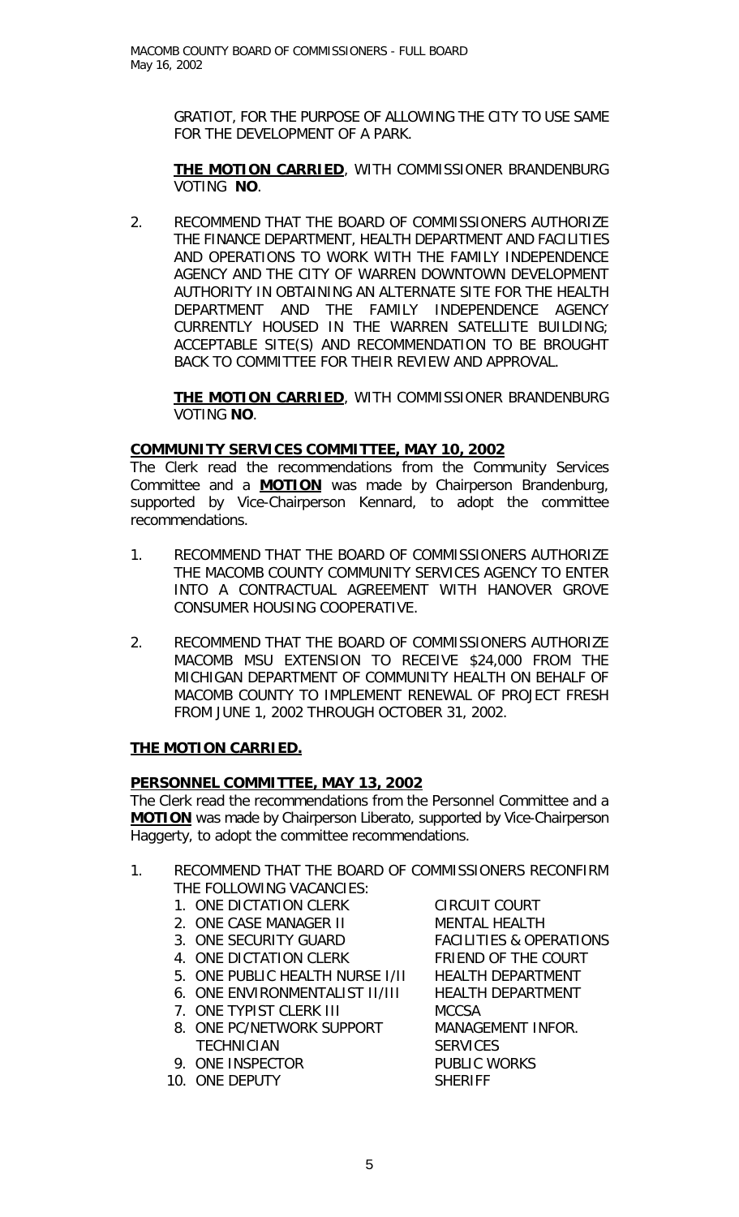GRATIOT, FOR THE PURPOSE OF ALLOWING THE CITY TO USE SAME FOR THE DEVELOPMENT OF A PARK.

**THE MOTION CARRIED**, WITH COMMISSIONER BRANDENBURG VOTING **NO**.

2. RECOMMEND THAT THE BOARD OF COMMISSIONERS AUTHORIZE THE FINANCE DEPARTMENT, HEALTH DEPARTMENT AND FACILITIES AND OPERATIONS TO WORK WITH THE FAMILY INDEPENDENCE AGENCY AND THE CITY OF WARREN DOWNTOWN DEVELOPMENT AUTHORITY IN OBTAINING AN ALTERNATE SITE FOR THE HEALTH DEPARTMENT AND THE FAMILY INDEPENDENCE AGENCY CURRENTLY HOUSED IN THE WARREN SATELLITE BUILDING; ACCEPTABLE SITE(S) AND RECOMMENDATION TO BE BROUGHT BACK TO COMMITTEE FOR THEIR REVIEW AND APPROVAL.

   **THE MOTION CARRIED**, WITH COMMISSIONER BRANDENBURG VOTING **NO**.

**COMMUNITY SERVICES COMMITTEE, MAY 10, 2002**

The Clerk read the recommendations from the Community Services Committee and a **MOTION** was made by Chairperson Brandenburg, supported by Vice-Chairperson Kennard, to adopt the committee recommendations.

1. RECOMMEND THAT THE BOARD OF COMMISSIONERS AUTHORIZE THE MACOMB COUNTY COMMUNITY SERVICES AGENCY TO ENTER INTO A CONTRACTUAL AGREEMENT WITH HANOVER GROVE CONSUMER HOUSING COOPERATIVE.

2. RECOMMEND THAT THE BOARD OF COMMISSIONERS AUTHORIZE MACOMB MSU EXTENSION TO RECEIVE $24,000 FROM THE MICHIGAN DEPARTMENT OF COMMUNITY HEALTH ON BEHALF OF MACOMB COUNTY TO IMPLEMENT RENEWAL OF PROJECT FRESH FROM JUNE 1, 2002 THROUGH OCTOBER 31, 2002.

**THE MOTION CARRIED.**

**PERSONNEL COMMITTEE, MAY 13, 2002**

The Clerk read the recommendations from the Personnel Committee and a **MOTION** was made by Chairperson Liberato, supported by Vice-Chairperson Haggerty, to adopt the committee recommendations.

1. RECOMMEND THAT THE BOARD OF COMMISSIONERS RECONFIRM THE FOLLOWING VACANCIES:

| | |
|---|---|
| 1. ONE DICTATION CLERK | CIRCUIT COURT |
| 2. ONE CASE MANAGER II | MENTAL HEALTH |
| 3. ONE SECURITY GUARD | FACILITIES & OPERATIONS |
| 4. ONE DICTATION CLERK | FRIEND OF THE COURT |
| 5. ONE PUBLIC HEALTH NURSE I/II | HEALTH DEPARTMENT |
| 6. ONE ENVIRONMENTALIST II/III | HEALTH DEPARTMENT |
| 7. ONE TYPIST CLERK III | MCCSA |
| 8. ONE PC/NETWORK SUPPORT TECHNICIAN | MANAGEMENT INFOR. SERVICES |
| 9. ONE INSPECTOR | PUBLIC WORKS |
| 10. ONE DEPUTY | SHERIFF |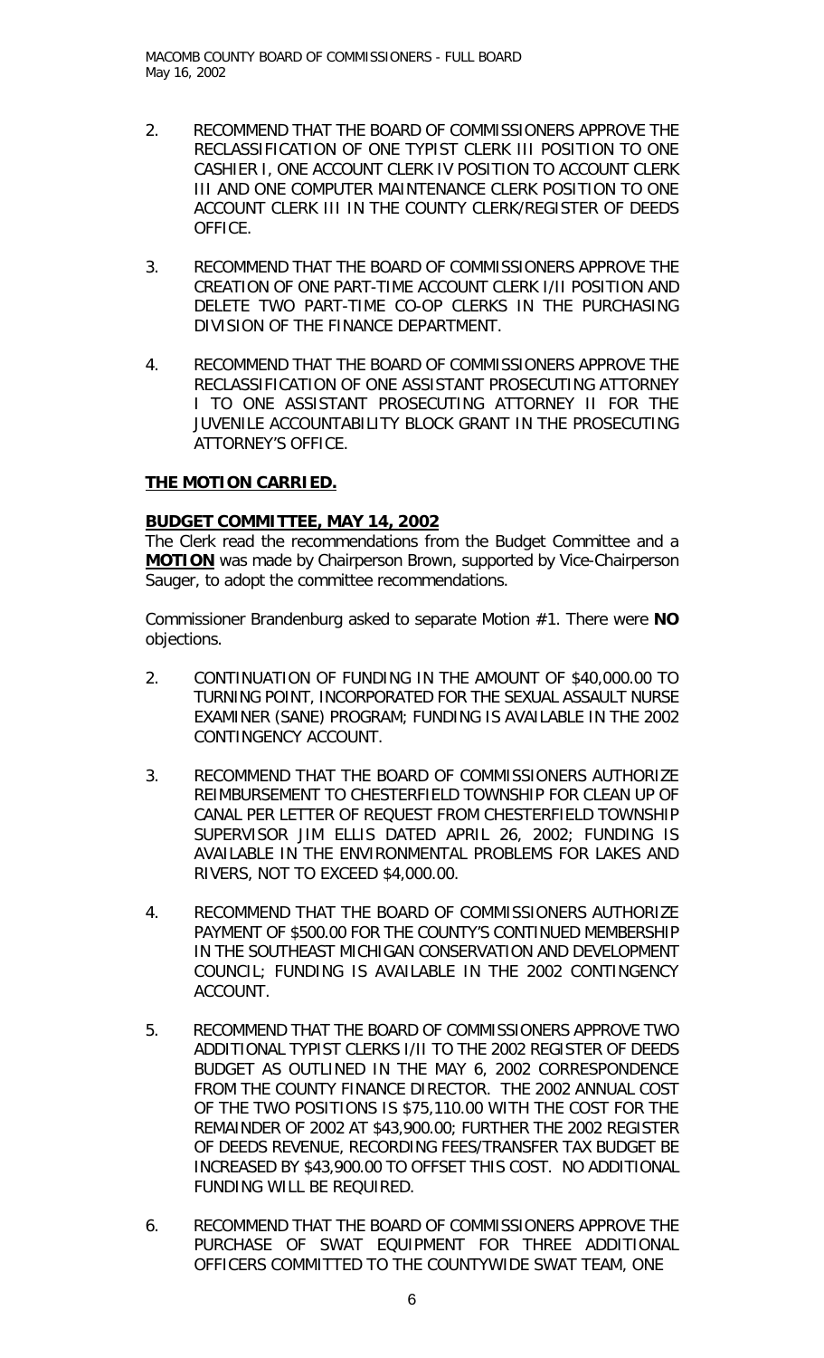2. RECOMMEND THAT THE BOARD OF COMMISSIONERS APPROVE THE RECLASSIFICATION OF ONE TYPIST CLERK III POSITION TO ONE CASHIER I, ONE ACCOUNT CLERK IV POSITION TO ACCOUNT CLERK III AND ONE COMPUTER MAINTENANCE CLERK POSITION TO ONE ACCOUNT CLERK III IN THE COUNTY CLERK/REGISTER OF DEEDS OFFICE.

3. RECOMMEND THAT THE BOARD OF COMMISSIONERS APPROVE THE CREATION OF ONE PART-TIME ACCOUNT CLERK I/II POSITION AND DELETE TWO PART-TIME CO-OP CLERKS IN THE PURCHASING DIVISION OF THE FINANCE DEPARTMENT.

4. RECOMMEND THAT THE BOARD OF COMMISSIONERS APPROVE THE RECLASSIFICATION OF ONE ASSISTANT PROSECUTING ATTORNEY I TO ONE ASSISTANT PROSECUTING ATTORNEY II FOR THE JUVENILE ACCOUNTABILITY BLOCK GRANT IN THE PROSECUTING ATTORNEY'S OFFICE.

**THE MOTION CARRIED.**

**BUDGET COMMITTEE, MAY 14, 2002**

The Clerk read the recommendations from the Budget Committee and a **MOTION** was made by Chairperson Brown, supported by Vice-Chairperson Sauger, to adopt the committee recommendations.

Commissioner Brandenburg asked to separate Motion #1. There were **NO** objections.

2. CONTINUATION OF FUNDING IN THE AMOUNT OF $40,000.00 TO TURNING POINT, INCORPORATED FOR THE SEXUAL ASSAULT NURSE EXAMINER (SANE) PROGRAM; FUNDING IS AVAILABLE IN THE 2002 CONTINGENCY ACCOUNT.

3. RECOMMEND THAT THE BOARD OF COMMISSIONERS AUTHORIZE REIMBURSEMENT TO CHESTERFIELD TOWNSHIP FOR CLEAN UP OF CANAL PER LETTER OF REQUEST FROM CHESTERFIELD TOWNSHIP SUPERVISOR JIM ELLIS DATED APRIL 26, 2002; FUNDING IS AVAILABLE IN THE ENVIRONMENTAL PROBLEMS FOR LAKES AND RIVERS, NOT TO EXCEED $4,000.00.

4. RECOMMEND THAT THE BOARD OF COMMISSIONERS AUTHORIZE PAYMENT OF $500.00 FOR THE COUNTY'S CONTINUED MEMBERSHIP IN THE SOUTHEAST MICHIGAN CONSERVATION AND DEVELOPMENT COUNCIL; FUNDING IS AVAILABLE IN THE 2002 CONTINGENCY ACCOUNT.

5. RECOMMEND THAT THE BOARD OF COMMISSIONERS APPROVE TWO ADDITIONAL TYPIST CLERKS I/II TO THE 2002 REGISTER OF DEEDS BUDGET AS OUTLINED IN THE MAY 6, 2002 CORRESPONDENCE FROM THE COUNTY FINANCE DIRECTOR. THE 2002 ANNUAL COST OF THE TWO POSITIONS IS $75,110.00 WITH THE COST FOR THE REMAINDER OF 2002 AT $43,900.00; FURTHER THE 2002 REGISTER OF DEEDS REVENUE, RECORDING FEES/TRANSFER TAX BUDGET BE INCREASED BY $43,900.00 TO OFFSET THIS COST. NO ADDITIONAL FUNDING WILL BE REQUIRED.

6. RECOMMEND THAT THE BOARD OF COMMISSIONERS APPROVE THE PURCHASE OF SWAT EQUIPMENT FOR THREE ADDITIONAL OFFICERS COMMITTED TO THE COUNTYWIDE SWAT TEAM, ONE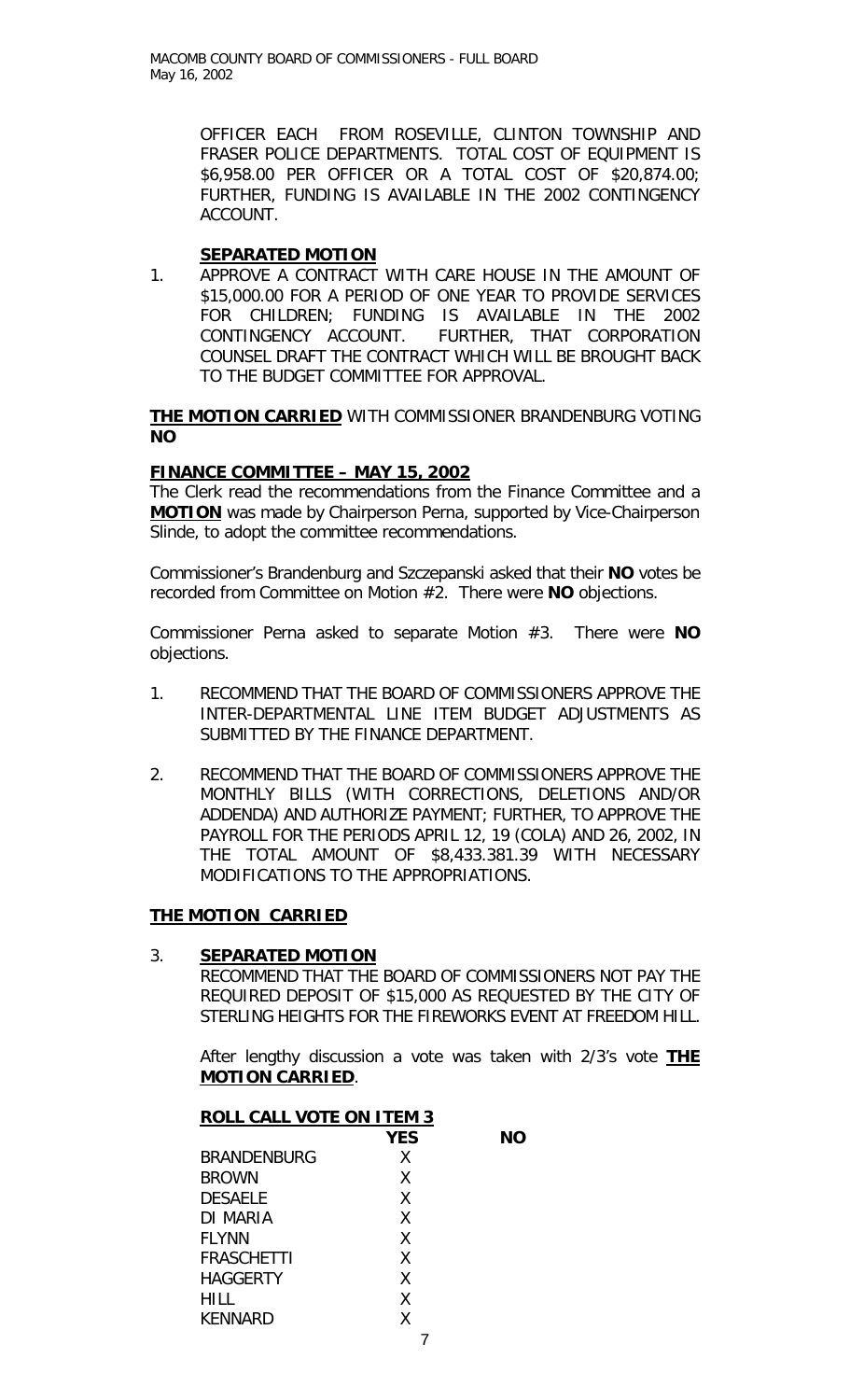OFFICER EACH FROM ROSEVILLE, CLINTON TOWNSHIP AND FRASER POLICE DEPARTMENTS. TOTAL COST OF EQUIPMENT IS $6,958.00 PER OFFICER OR A TOTAL COST OF $20,874.00; FURTHER, FUNDING IS AVAILABLE IN THE 2002 CONTINGENCY ACCOUNT.

**SEPARATED MOTION**

1. APPROVE A CONTRACT WITH CARE HOUSE IN THE AMOUNT OF $15,000.00 FOR A PERIOD OF ONE YEAR TO PROVIDE SERVICES FOR CHILDREN; FUNDING IS AVAILABLE IN THE 2002 CONTINGENCY ACCOUNT. FURTHER, THAT CORPORATION COUNSEL DRAFT THE CONTRACT WHICH WILL BE BROUGHT BACK TO THE BUDGET COMMITTEE FOR APPROVAL.

**THE MOTION CARRIED** WITH COMMISSIONER BRANDENBURG VOTING **NO**

**FINANCE COMMITTEE – MAY 15, 2002**

The Clerk read the recommendations from the Finance Committee and a **MOTION** was made by Chairperson Perna, supported by Vice-Chairperson Slinde, to adopt the committee recommendations.

Commissioner's Brandenburg and Szczepanski asked that their **NO** votes be recorded from Committee on Motion #2. There were **NO** objections.

Commissioner Perna asked to separate Motion #3. There were **NO** objections.

1. RECOMMEND THAT THE BOARD OF COMMISSIONERS APPROVE THE INTER-DEPARTMENTAL LINE ITEM BUDGET ADJUSTMENTS AS SUBMITTED BY THE FINANCE DEPARTMENT.

2. RECOMMEND THAT THE BOARD OF COMMISSIONERS APPROVE THE MONTHLY BILLS (WITH CORRECTIONS, DELETIONS AND/OR ADDENDA) AND AUTHORIZE PAYMENT; FURTHER, TO APPROVE THE PAYROLL FOR THE PERIODS APRIL 12, 19 (COLA) AND 26, 2002, IN THE TOTAL AMOUNT OF $8,433.381.39 WITH NECESSARY MODIFICATIONS TO THE APPROPRIATIONS.

**THE MOTION CARRIED**

3. **SEPARATED MOTION**

   RECOMMEND THAT THE BOARD OF COMMISSIONERS NOT PAY THE REQUIRED DEPOSIT OF $15,000 AS REQUESTED BY THE CITY OF STERLING HEIGHTS FOR THE FIREWORKS EVENT AT FREEDOM HILL.

   After lengthy discussion a vote was taken with 2/3's vote **THE MOTION CARRIED**.

**ROLL CALL VOTE ON ITEM 3**

| | YES | NO |
|---|---|---|
| BRANDENBURG | X | |
| BROWN | X | |
| DESAELE | X | |
| DI MARIA | X | |
| FLYNN | X | |
| FRASCHETTI | X | |
| HAGGERTY | X | |
| HILL | X | |
| KENNARD | X | |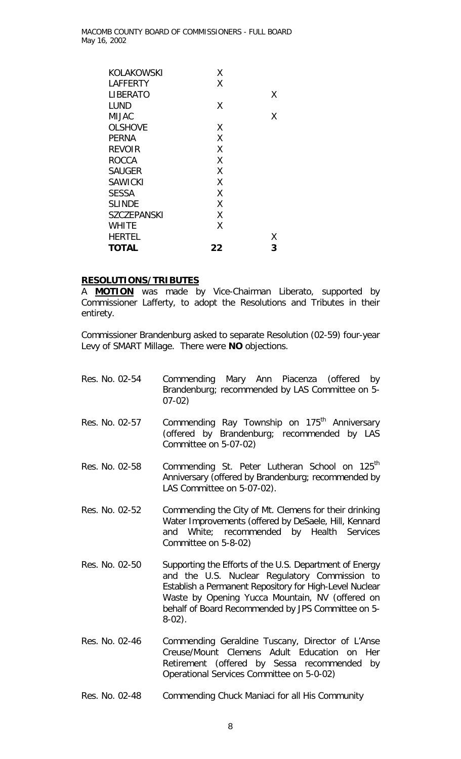| | | |
|---|---|---|
| KOLAKOWSKI | X | |
| LAFFERTY | X | |
| LIBERATO | | X |
| LUND | X | |
| MIJAC | | X |
| OLSHOVE | X | |
| PERNA | X | |
| REVOIR | X | |
| ROCCA | X | |
| SAUGER | X | |
| SAWICKI | X | |
| SESSA | X | |
| SLINDE | X | |
| SZCZEPANSKI | X | |
| WHITE | X | |
| HERTEL | | X |
| **TOTAL** | **22** | **3** |

**RESOLUTIONS/TRIBUTES**

A **MOTION** was made by Vice-Chairman Liberato, supported by Commissioner Lafferty, to adopt the Resolutions and Tributes in their entirety.

Commissioner Brandenburg asked to separate Resolution (02-59) four-year Levy of SMART Millage. There were **NO** objections.

Res. No. 02-54 Commending Mary Ann Piacenza (offered by Brandenburg; recommended by LAS Committee on 5-07-02)

Res. No. 02-57 Commending Ray Township on 175th Anniversary (offered by Brandenburg; recommended by LAS Committee on 5-07-02)

Res. No. 02-58 Commending St. Peter Lutheran School on 125th Anniversary (offered by Brandenburg; recommended by LAS Committee on 5-07-02).

Res. No. 02-52 Commending the City of Mt. Clemens for their drinking Water Improvements (offered by DeSaele, Hill, Kennard and White; recommended by Health Services Committee on 5-8-02)

Res. No. 02-50 Supporting the Efforts of the U.S. Department of Energy and the U.S. Nuclear Regulatory Commission to Establish a Permanent Repository for High-Level Nuclear Waste by Opening Yucca Mountain, NV (offered on behalf of Board Recommended by JPS Committee on 5-8-02).

Res. No. 02-46 Commending Geraldine Tuscany, Director of L'Anse Creuse/Mount Clemens Adult Education on Her Retirement (offered by Sessa recommended by Operational Services Committee on 5-0-02)

Res. No. 02-48 Commending Chuck Maniaci for all His Community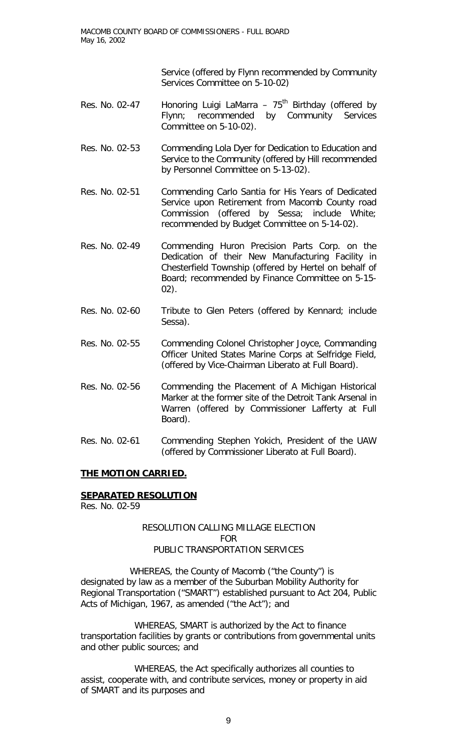Service (offered by Flynn recommended by Community Services Committee on 5-10-02)

Res. No. 02-47 Honoring Luigi LaMarra – 75th Birthday (offered by Flynn; recommended by Community Services Committee on 5-10-02).

Res. No. 02-53 Commending Lola Dyer for Dedication to Education and Service to the Community (offered by Hill recommended by Personnel Committee on 5-13-02).

Res. No. 02-51 Commending Carlo Santia for His Years of Dedicated Service upon Retirement from Macomb County road Commission (offered by Sessa; include White; recommended by Budget Committee on 5-14-02).

Res. No. 02-49 Commending Huron Precision Parts Corp. on the Dedication of their New Manufacturing Facility in Chesterfield Township (offered by Hertel on behalf of Board; recommended by Finance Committee on 5-15-02).

Res. No. 02-60 Tribute to Glen Peters (offered by Kennard; include Sessa).

Res. No. 02-55 Commending Colonel Christopher Joyce, Commanding Officer United States Marine Corps at Selfridge Field, (offered by Vice-Chairman Liberato at Full Board).

Res. No. 02-56 Commending the Placement of A Michigan Historical Marker at the former site of the Detroit Tank Arsenal in Warren (offered by Commissioner Lafferty at Full Board).

Res. No. 02-61 Commending Stephen Yokich, President of the UAW (offered by Commissioner Liberato at Full Board).

**THE MOTION CARRIED.**

**SEPARATED RESOLUTION**

Res. No. 02-59

RESOLUTION CALLING MILLAGE ELECTION
FOR
PUBLIC TRANSPORTATION SERVICES

WHEREAS, the County of Macomb ("the County") is designated by law as a member of the Suburban Mobility Authority for Regional Transportation ("SMART") established pursuant to Act 204, Public Acts of Michigan, 1967, as amended ("the Act"); and

WHEREAS, SMART is authorized by the Act to finance transportation facilities by grants or contributions from governmental units and other public sources; and

WHEREAS, the Act specifically authorizes all counties to assist, cooperate with, and contribute services, money or property in aid of SMART and its purposes and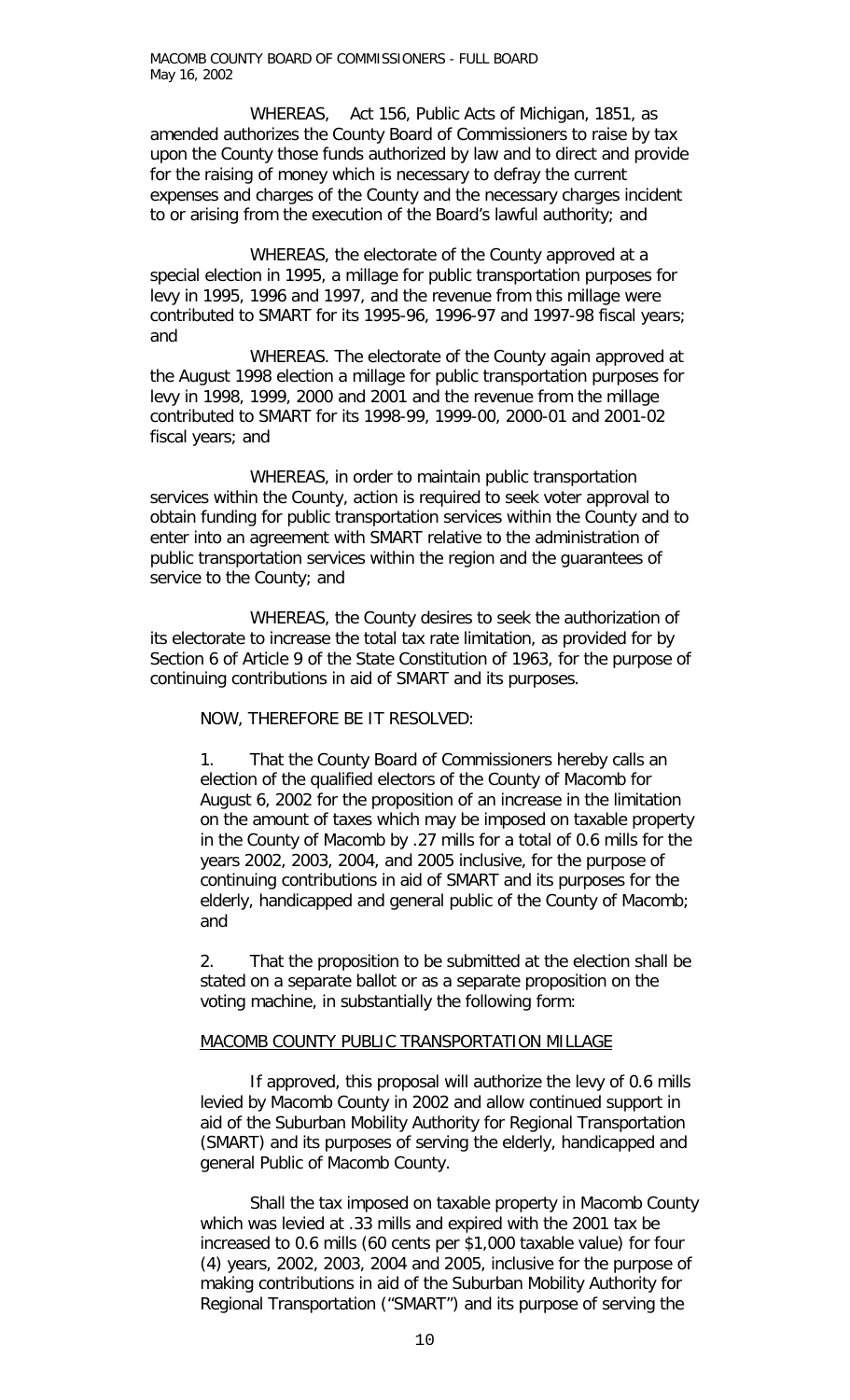WHEREAS, Act 156, Public Acts of Michigan, 1851, as amended authorizes the County Board of Commissioners to raise by tax upon the County those funds authorized by law and to direct and provide for the raising of money which is necessary to defray the current expenses and charges of the County and the necessary charges incident to or arising from the execution of the Board's lawful authority; and

WHEREAS, the electorate of the County approved at a special election in 1995, a millage for public transportation purposes for levy in 1995, 1996 and 1997, and the revenue from this millage were contributed to SMART for its 1995-96, 1996-97 and 1997-98 fiscal years; and

WHEREAS. The electorate of the County again approved at the August 1998 election a millage for public transportation purposes for levy in 1998, 1999, 2000 and 2001 and the revenue from the millage contributed to SMART for its 1998-99, 1999-00, 2000-01 and 2001-02 fiscal years; and

WHEREAS, in order to maintain public transportation services within the County, action is required to seek voter approval to obtain funding for public transportation services within the County and to enter into an agreement with SMART relative to the administration of public transportation services within the region and the guarantees of service to the County; and

WHEREAS, the County desires to seek the authorization of its electorate to increase the total tax rate limitation, as provided for by Section 6 of Article 9 of the State Constitution of 1963, for the purpose of continuing contributions in aid of SMART and its purposes.

NOW, THEREFORE BE IT RESOLVED:

1. That the County Board of Commissioners hereby calls an election of the qualified electors of the County of Macomb for August 6, 2002 for the proposition of an increase in the limitation on the amount of taxes which may be imposed on taxable property in the County of Macomb by .27 mills for a total of 0.6 mills for the years 2002, 2003, 2004, and 2005 inclusive, for the purpose of continuing contributions in aid of SMART and its purposes for the elderly, handicapped and general public of the County of Macomb; and

2. That the proposition to be submitted at the election shall be stated on a separate ballot or as a separate proposition on the voting machine, in substantially the following form:

MACOMB COUNTY PUBLIC TRANSPORTATION MILLAGE

If approved, this proposal will authorize the levy of 0.6 mills levied by Macomb County in 2002 and allow continued support in aid of the Suburban Mobility Authority for Regional Transportation (SMART) and its purposes of serving the elderly, handicapped and general Public of Macomb County.

Shall the tax imposed on taxable property in Macomb County which was levied at .33 mills and expired with the 2001 tax be increased to 0.6 mills (60 cents per $1,000 taxable value) for four (4) years, 2002, 2003, 2004 and 2005, inclusive for the purpose of making contributions in aid of the Suburban Mobility Authority for Regional Transportation ("SMART") and its purpose of serving the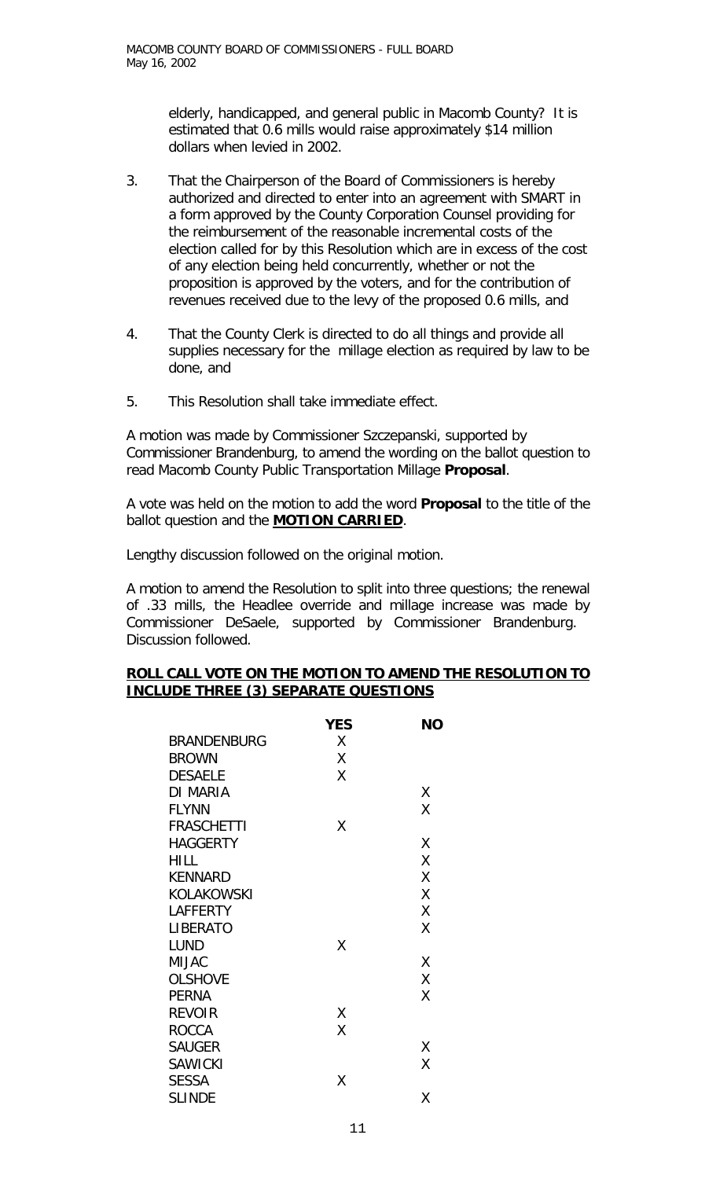elderly, handicapped, and general public in Macomb County? It is estimated that 0.6 mills would raise approximately $14 million dollars when levied in 2002.

3. That the Chairperson of the Board of Commissioners is hereby authorized and directed to enter into an agreement with SMART in a form approved by the County Corporation Counsel providing for the reimbursement of the reasonable incremental costs of the election called for by this Resolution which are in excess of the cost of any election being held concurrently, whether or not the proposition is approved by the voters, and for the contribution of revenues received due to the levy of the proposed 0.6 mills, and

4. That the County Clerk is directed to do all things and provide all supplies necessary for the millage election as required by law to be done, and

5. This Resolution shall take immediate effect.

A motion was made by Commissioner Szczepanski, supported by Commissioner Brandenburg, to amend the wording on the ballot question to read Macomb County Public Transportation Millage **Proposal**.

A vote was held on the motion to add the word **Proposal** to the title of the ballot question and the **MOTION CARRIED**.

Lengthy discussion followed on the original motion.

A motion to amend the Resolution to split into three questions; the renewal of .33 mills, the Headlee override and millage increase was made by Commissioner DeSaele, supported by Commissioner Brandenburg. Discussion followed.

**ROLL CALL VOTE ON THE MOTION TO AMEND THE RESOLUTION TO INCLUDE THREE (3) SEPARATE QUESTIONS**

| | YES | NO |
|---|---|---|
| BRANDENBURG | X | |
| BROWN | X | |
| DESAELE | X | |
| DI MARIA | | X |
| FLYNN | | X |
| FRASCHETTI | X | |
| HAGGERTY | | X |
| HILL | | X |
| KENNARD | | X |
| KOLAKOWSKI | | X |
| LAFFERTY | | X |
| LIBERATO | | X |
| LUND | X | |
| MIJAC | | X |
| OLSHOVE | | X |
| PERNA | | X |
| REVOIR | X | |
| ROCCA | X | |
| SAUGER | | X |
| SAWICKI | | X |
| SESSA | X | |
| SLINDE | | X |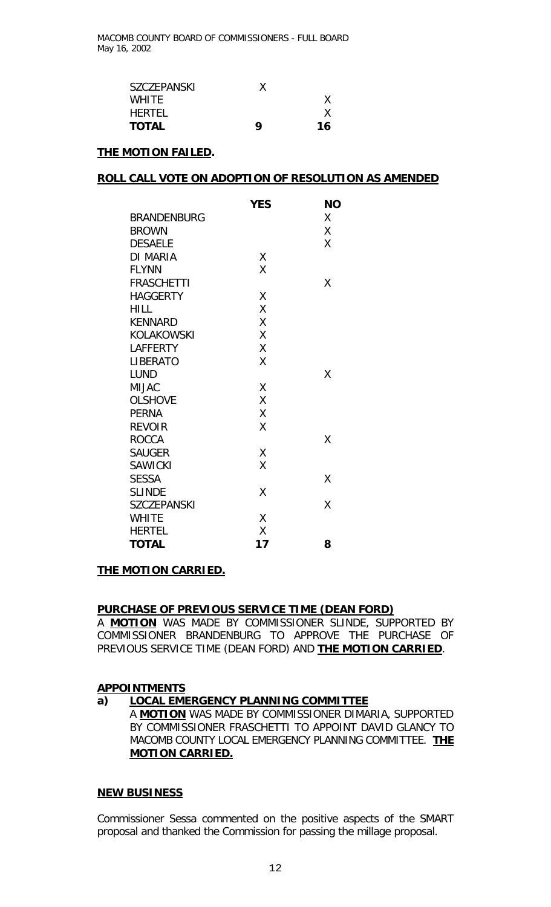| | | |
|---|---|---|
| SZCZEPANSKI | X | |
| WHITE | | X |
| HERTEL | | X |
| **TOTAL** | **9** | **16** |

**THE MOTION FAILED.**

**ROLL CALL VOTE ON ADOPTION OF RESOLUTION AS AMENDED**

| | **YES** | **NO** |
|---|---|---|
| BRANDENBURG | | X |
| BROWN | | X |
| DESAELE | | X |
| DI MARIA | X | |
| FLYNN | X | |
| FRASCHETTI | | X |
| HAGGERTY | X | |
| HILL | X | |
| KENNARD | X | |
| KOLAKOWSKI | X | |
| LAFFERTY | X | |
| LIBERATO | X | |
| LUND | | X |
| MIJAC | X | |
| OLSHOVE | X | |
| PERNA | X | |
| REVOIR | X | |
| ROCCA | | X |
| SAUGER | X | |
| SAWICKI | X | |
| SESSA | | X |
| SLINDE | X | |
| SZCZEPANSKI | | X |
| WHITE | X | |
| HERTEL | X | |
| **TOTAL** | **17** | **8** |

**THE MOTION CARRIED.**

**PURCHASE OF PREVIOUS SERVICE TIME (DEAN FORD)**

A **MOTION** WAS MADE BY COMMISSIONER SLINDE, SUPPORTED BY COMMISSIONER BRANDENBURG TO APPROVE THE PURCHASE OF PREVIOUS SERVICE TIME (DEAN FORD) AND **THE MOTION CARRIED**.

**APPOINTMENTS**

**a) LOCAL EMERGENCY PLANNING COMMITTEE**

A **MOTION** WAS MADE BY COMMISSIONER DIMARIA, SUPPORTED BY COMMISSIONER FRASCHETTI TO APPOINT DAVID GLANCY TO MACOMB COUNTY LOCAL EMERGENCY PLANNING COMMITTEE. **THE MOTION CARRIED.**

**NEW BUSINESS**

Commissioner Sessa commented on the positive aspects of the SMART proposal and thanked the Commission for passing the millage proposal.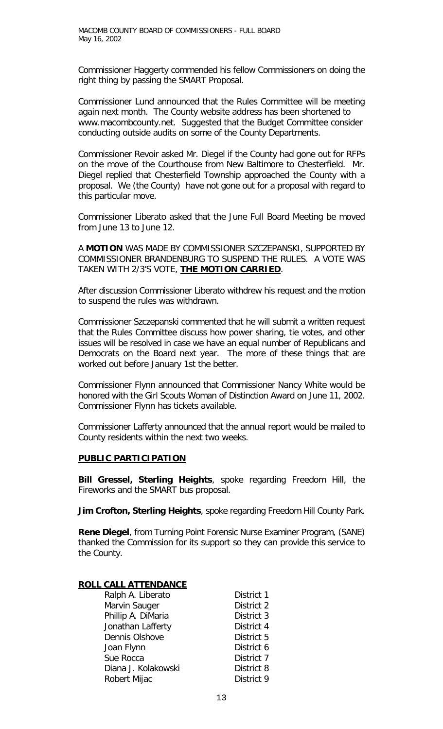Commissioner Haggerty commended his fellow Commissioners on doing the right thing by passing the SMART Proposal.

Commissioner Lund announced that the Rules Committee will be meeting again next month. The County website address has been shortened to www.macombcounty.net. Suggested that the Budget Committee consider conducting outside audits on some of the County Departments.

Commissioner Revoir asked Mr. Diegel if the County had gone out for RFPs on the move of the Courthouse from New Baltimore to Chesterfield. Mr. Diegel replied that Chesterfield Township approached the County with a proposal. We (the County) have not gone out for a proposal with regard to this particular move.

Commissioner Liberato asked that the June Full Board Meeting be moved from June 13 to June 12.

A **MOTION** WAS MADE BY COMMISSIONER SZCZEPANSKI, SUPPORTED BY COMMISSIONER BRANDENBURG TO SUSPEND THE RULES. A VOTE WAS TAKEN WITH 2/3'S VOTE, **THE MOTION CARRIED**.

After discussion Commissioner Liberato withdrew his request and the motion to suspend the rules was withdrawn.

Commissioner Szczepanski commented that he will submit a written request that the Rules Committee discuss how power sharing, tie votes, and other issues will be resolved in case we have an equal number of Republicans and Democrats on the Board next year. The more of these things that are worked out before January 1st the better.

Commissioner Flynn announced that Commissioner Nancy White would be honored with the Girl Scouts Woman of Distinction Award on June 11, 2002. Commissioner Flynn has tickets available.

Commissioner Lafferty announced that the annual report would be mailed to County residents within the next two weeks.

## PUBLIC PARTICIPATION

**Bill Gressel, Sterling Heights**, spoke regarding Freedom Hill, the Fireworks and the SMART bus proposal.

**Jim Crofton, Sterling Heights**, spoke regarding Freedom Hill County Park.

**Rene Diegel**, from Turning Point Forensic Nurse Examiner Program, (SANE) thanked the Commission for its support so they can provide this service to the County.

## ROLL CALL ATTENDANCE

| | |
|---|---|
| Ralph A. Liberato | District 1 |
| Marvin Sauger | District 2 |
| Phillip A. DiMaria | District 3 |
| Jonathan Lafferty | District 4 |
| Dennis Olshove | District 5 |
| Joan Flynn | District 6 |
| Sue Rocca | District 7 |
| Diana J. Kolakowski | District 8 |
| Robert Mijac | District 9 |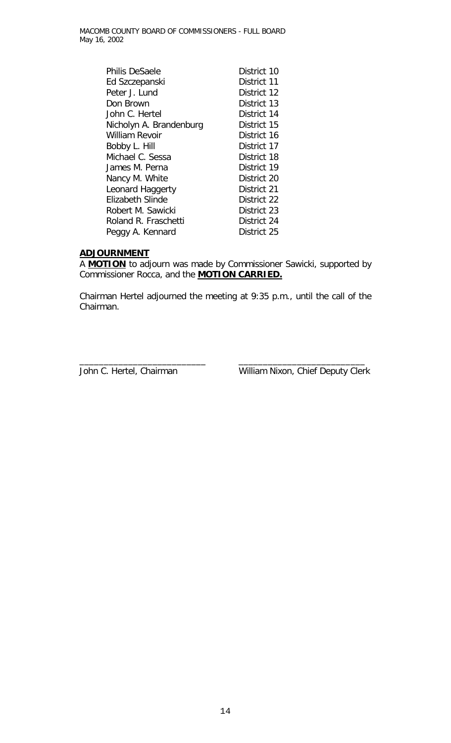| | |
|---|---|
| Philis DeSaele | District 10 |
| Ed Szczepanski | District 11 |
| Peter J. Lund | District 12 |
| Don Brown | District 13 |
| John C. Hertel | District 14 |
| Nicholyn A. Brandenburg | District 15 |
| William Revoir | District 16 |
| Bobby L. Hill | District 17 |
| Michael C. Sessa | District 18 |
| James M. Perna | District 19 |
| Nancy M. White | District 20 |
| Leonard Haggerty | District 21 |
| Elizabeth Slinde | District 22 |
| Robert M. Sawicki | District 23 |
| Roland R. Fraschetti | District 24 |
| Peggy A. Kennard | District 25 |

**ADJOURNMENT**

A **MOTION** to adjourn was made by Commissioner Sawicki, supported by Commissioner Rocca, and the **MOTION CARRIED.**

Chairman Hertel adjourned the meeting at 9:35 p.m., until the call of the Chairman.

___________________________ ___________________________

John C. Hertel, Chairman William Nixon, Chief Deputy Clerk